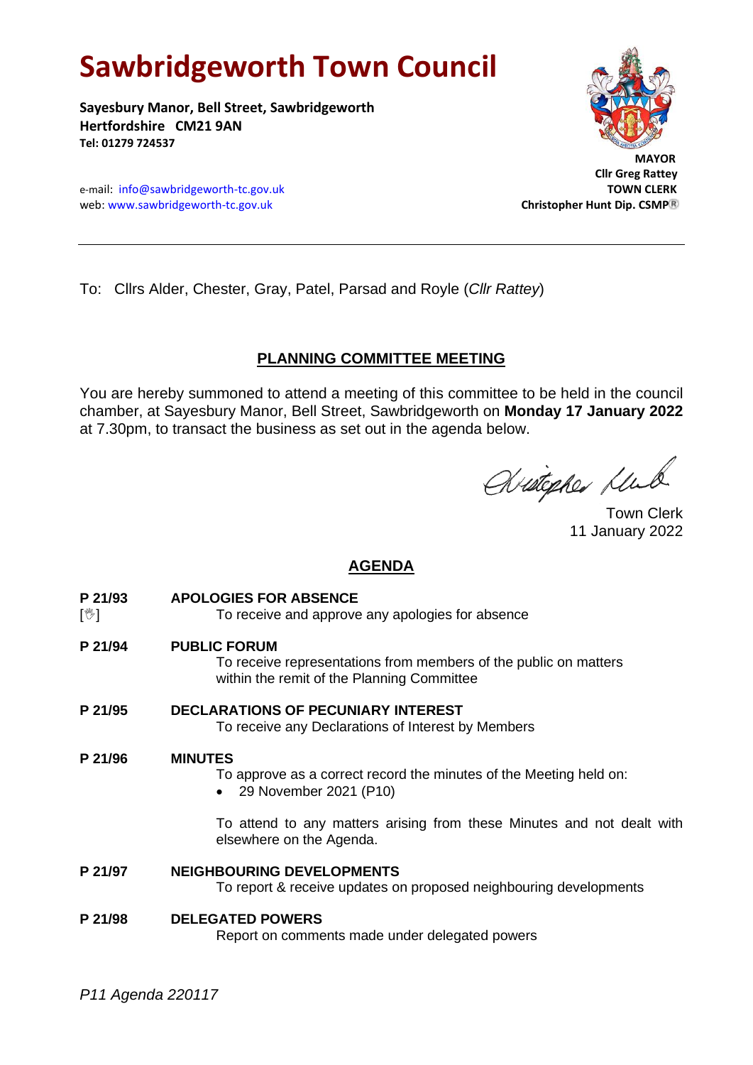# Sawbridgeworth Town Council

**Sayesbury Manor, Bell Street, Sawbridgeworth**
**Hertfordshire CM21 9AN**
**Tel: 01279 724537**

e-mail: info@sawbridgeworth-tc.gov.uk
web: www.sawbridgeworth-tc.gov.uk

**MAYOR**
**Cllr Greg Rattey**
**TOWN CLERK**
**Christopher Hunt Dip. CSMP®**

---

To: Cllrs Alder, Chester, Gray, Patel, Parsad and Royle (*Cllr Rattey*)

## PLANNING COMMITTEE MEETING

You are hereby summoned to attend a meeting of this committee to be held in the council chamber, at Sayesbury Manor, Bell Street, Sawbridgeworth on **Monday 17 January 2022** at 7.30pm, to transact the business as set out in the agenda below.

Christopher Hunt

Town Clerk
11 January 2022

## AGENDA

**P 21/93** [✋] **APOLOGIES FOR ABSENCE**
To receive and approve any apologies for absence

**P 21/94** **PUBLIC FORUM**
To receive representations from members of the public on matters within the remit of the Planning Committee

**P 21/95** **DECLARATIONS OF PECUNIARY INTEREST**
To receive any Declarations of Interest by Members

**P 21/96** **MINUTES**
To approve as a correct record the minutes of the Meeting held on:

- 29 November 2021 (P10)

To attend to any matters arising from these Minutes and not dealt with elsewhere on the Agenda.

**P 21/97** **NEIGHBOURING DEVELOPMENTS**
To report & receive updates on proposed neighbouring developments

**P 21/98** **DELEGATED POWERS**
Report on comments made under delegated powers

*P11 Agenda 220117*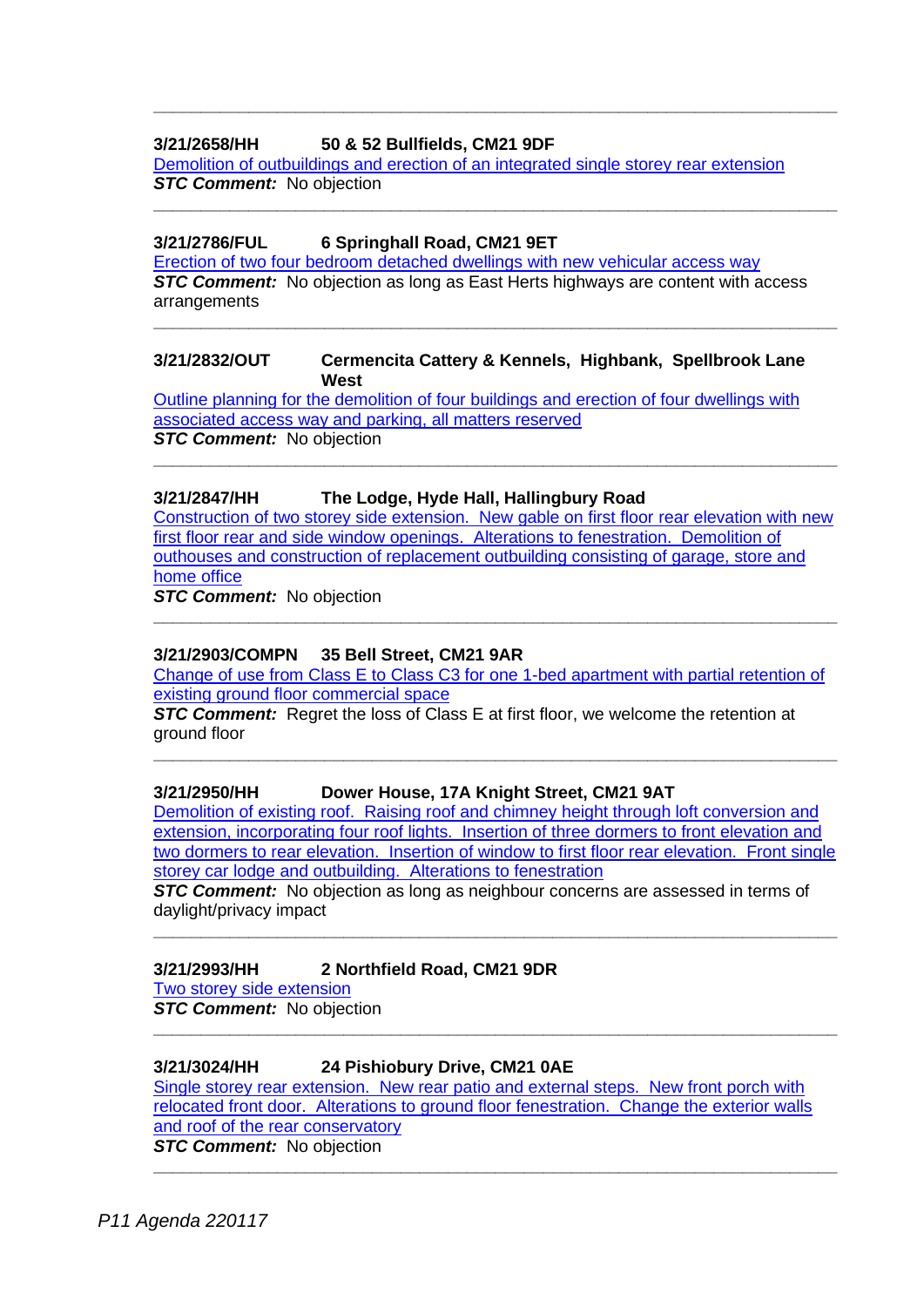---

**3/21/2658/HH 50 & 52 Bullfields, CM21 9DF**

Demolition of outbuildings and erection of an integrated single storey rear extension

***STC Comment:*** No objection

---

**3/21/2786/FUL 6 Springhall Road, CM21 9ET**

Erection of two four bedroom detached dwellings with new vehicular access way

***STC Comment:*** No objection as long as East Herts highways are content with access arrangements

---

**3/21/2832/OUT Cermencita Cattery & Kennels, Highbank, Spellbrook Lane West**

Outline planning for the demolition of four buildings and erection of four dwellings with associated access way and parking, all matters reserved

***STC Comment:*** No objection

---

**3/21/2847/HH The Lodge, Hyde Hall, Hallingbury Road**

Construction of two storey side extension. New gable on first floor rear elevation with new first floor rear and side window openings. Alterations to fenestration. Demolition of outhouses and construction of replacement outbuilding consisting of garage, store and home office

***STC Comment:*** No objection

---

**3/21/2903/COMPN 35 Bell Street, CM21 9AR**

Change of use from Class E to Class C3 for one 1-bed apartment with partial retention of existing ground floor commercial space

***STC Comment:*** Regret the loss of Class E at first floor, we welcome the retention at ground floor

---

**3/21/2950/HH Dower House, 17A Knight Street, CM21 9AT**

Demolition of existing roof. Raising roof and chimney height through loft conversion and extension, incorporating four roof lights. Insertion of three dormers to front elevation and two dormers to rear elevation. Insertion of window to first floor rear elevation. Front single storey car lodge and outbuilding. Alterations to fenestration

***STC Comment:*** No objection as long as neighbour concerns are assessed in terms of daylight/privacy impact

---

**3/21/2993/HH 2 Northfield Road, CM21 9DR**

Two storey side extension

***STC Comment:*** No objection

---

**3/21/3024/HH 24 Pishiobury Drive, CM21 0AE**

Single storey rear extension. New rear patio and external steps. New front porch with relocated front door. Alterations to ground floor fenestration. Change the exterior walls and roof of the rear conservatory

***STC Comment:*** No objection

---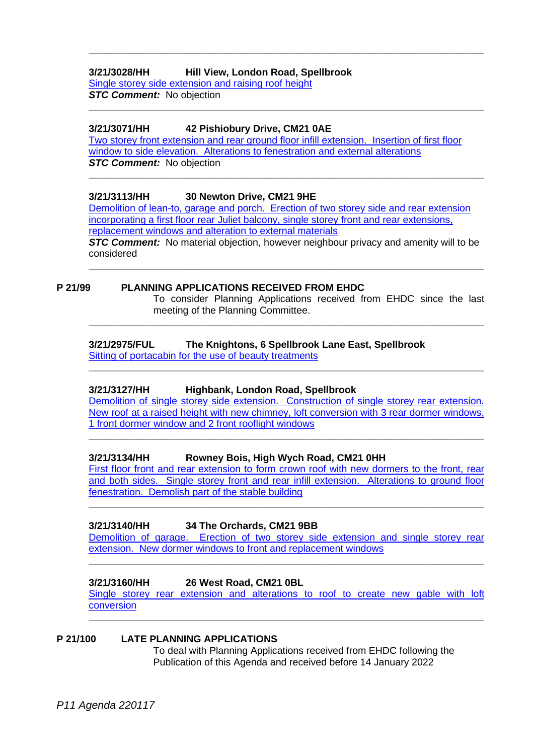---

**3/21/3028/HH Hill View, London Road, Spellbrook**

Single storey side extension and raising roof height

***STC Comment:*** No objection

---

**3/21/3071/HH 42 Pishiobury Drive, CM21 0AE**

Two storey front extension and rear ground floor infill extension. Insertion of first floor window to side elevation. Alterations to fenestration and external alterations

***STC Comment:*** No objection

---

**3/21/3113/HH 30 Newton Drive, CM21 9HE**

Demolition of lean-to, garage and porch. Erection of two storey side and rear extension incorporating a first floor rear Juliet balcony, single storey front and rear extensions, replacement windows and alteration to external materials

***STC Comment:*** No material objection, however neighbour privacy and amenity will to be considered

---

## P 21/99 PLANNING APPLICATIONS RECEIVED FROM EHDC

To consider Planning Applications received from EHDC since the last meeting of the Planning Committee.

---

**3/21/2975/FUL The Knightons, 6 Spellbrook Lane East, Spellbrook**

Sitting of portacabin for the use of beauty treatments

---

**3/21/3127/HH Highbank, London Road, Spellbrook**

Demolition of single storey side extension. Construction of single storey rear extension. New roof at a raised height with new chimney, loft conversion with 3 rear dormer windows, 1 front dormer window and 2 front rooflight windows

---

**3/21/3134/HH Rowney Bois, High Wych Road, CM21 0HH**

First floor front and rear extension to form crown roof with new dormers to the front, rear and both sides. Single storey front and rear infill extension. Alterations to ground floor fenestration. Demolish part of the stable building

---

**3/21/3140/HH 34 The Orchards, CM21 9BB**

Demolition of garage. Erection of two storey side extension and single storey rear extension. New dormer windows to front and replacement windows

---

**3/21/3160/HH 26 West Road, CM21 0BL**

Single storey rear extension and alterations to roof to create new gable with loft conversion

---

## P 21/100 LATE PLANNING APPLICATIONS

To deal with Planning Applications received from EHDC following the Publication of this Agenda and received before 14 January 2022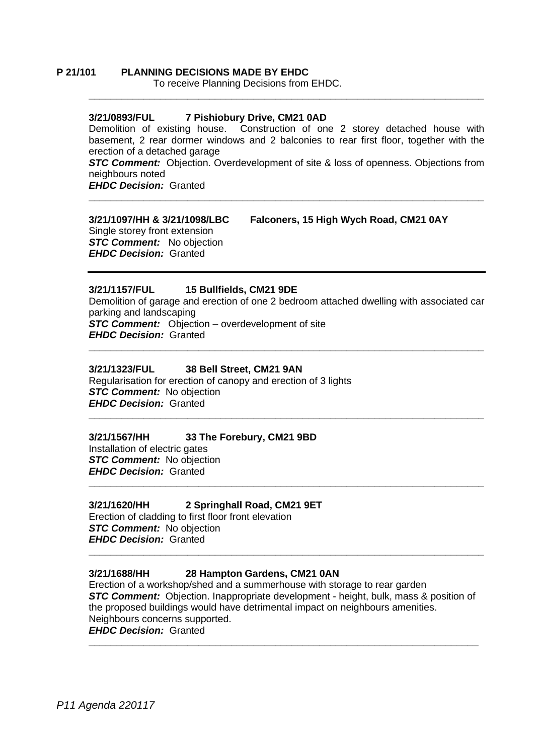**P 21/101 PLANNING DECISIONS MADE BY EHDC**

To receive Planning Decisions from EHDC.

---

**3/21/0893/FUL 7 Pishiobury Drive, CM21 0AD**

Demolition of existing house. Construction of one 2 storey detached house with basement, 2 rear dormer windows and 2 balconies to rear first floor, together with the erection of a detached garage

***STC Comment:*** Objection. Overdevelopment of site & loss of openness. Objections from neighbours noted

***EHDC Decision:*** Granted

---

**3/21/1097/HH & 3/21/1098/LBC Falconers, 15 High Wych Road, CM21 0AY**

Single storey front extension

***STC Comment:*** No objection

***EHDC Decision:*** Granted

---

**3/21/1157/FUL 15 Bullfields, CM21 9DE**

Demolition of garage and erection of one 2 bedroom attached dwelling with associated car parking and landscaping

***STC Comment:*** Objection – overdevelopment of site

***EHDC Decision:*** Granted

---

**3/21/1323/FUL 38 Bell Street, CM21 9AN**

Regularisation for erection of canopy and erection of 3 lights

***STC Comment:*** No objection

***EHDC Decision:*** Granted

---

**3/21/1567/HH 33 The Forebury, CM21 9BD**

Installation of electric gates

***STC Comment:*** No objection

***EHDC Decision:*** Granted

---

**3/21/1620/HH 2 Springhall Road, CM21 9ET**

Erection of cladding to first floor front elevation

***STC Comment:*** No objection

***EHDC Decision:*** Granted

---

**3/21/1688/HH 28 Hampton Gardens, CM21 0AN**

Erection of a workshop/shed and a summerhouse with storage to rear garden

***STC Comment:*** Objection. Inappropriate development - height, bulk, mass & position of the proposed buildings would have detrimental impact on neighbours amenities. Neighbours concerns supported.

***EHDC Decision:*** Granted

---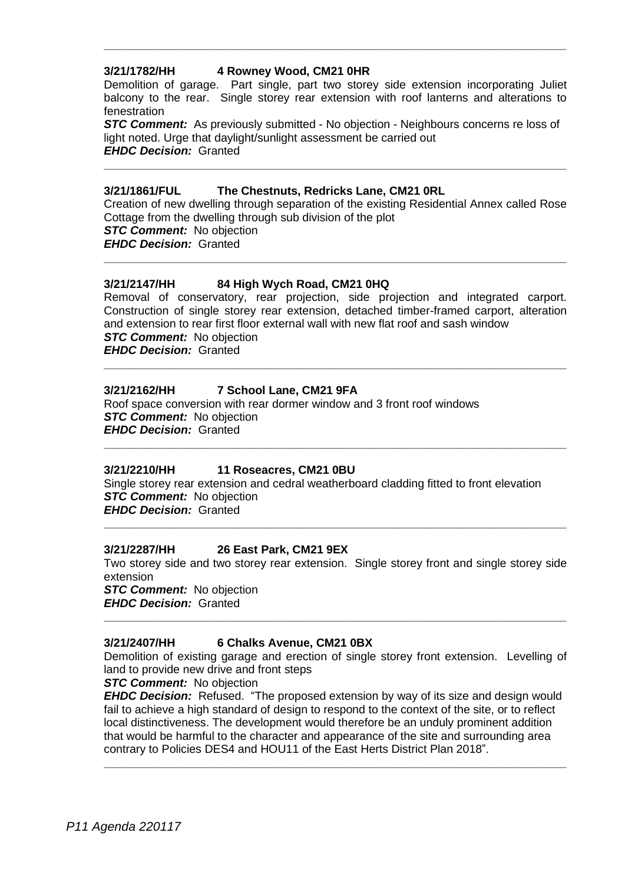---

**3/21/1782/HH 4 Rowney Wood, CM21 0HR**

Demolition of garage. Part single, part two storey side extension incorporating Juliet balcony to the rear. Single storey rear extension with roof lanterns and alterations to fenestration

***STC Comment:*** As previously submitted - No objection - Neighbours concerns re loss of light noted. Urge that daylight/sunlight assessment be carried out

***EHDC Decision:*** Granted

---

**3/21/1861/FUL The Chestnuts, Redricks Lane, CM21 0RL**

Creation of new dwelling through separation of the existing Residential Annex called Rose Cottage from the dwelling through sub division of the plot

***STC Comment:*** No objection

***EHDC Decision:*** Granted

---

**3/21/2147/HH 84 High Wych Road, CM21 0HQ**

Removal of conservatory, rear projection, side projection and integrated carport. Construction of single storey rear extension, detached timber-framed carport, alteration and extension to rear first floor external wall with new flat roof and sash window

***STC Comment:*** No objection

***EHDC Decision:*** Granted

---

**3/21/2162/HH 7 School Lane, CM21 9FA**

Roof space conversion with rear dormer window and 3 front roof windows

***STC Comment:*** No objection

***EHDC Decision:*** Granted

---

**3/21/2210/HH 11 Roseacres, CM21 0BU**

Single storey rear extension and cedral weatherboard cladding fitted to front elevation

***STC Comment:*** No objection

***EHDC Decision:*** Granted

---

**3/21/2287/HH 26 East Park, CM21 9EX**

Two storey side and two storey rear extension. Single storey front and single storey side extension

***STC Comment:*** No objection

***EHDC Decision:*** Granted

---

**3/21/2407/HH 6 Chalks Avenue, CM21 0BX**

Demolition of existing garage and erection of single storey front extension. Levelling of land to provide new drive and front steps

***STC Comment:*** No objection

***EHDC Decision:*** Refused. "The proposed extension by way of its size and design would fail to achieve a high standard of design to respond to the context of the site, or to reflect local distinctiveness. The development would therefore be an unduly prominent addition that would be harmful to the character and appearance of the site and surrounding area contrary to Policies DES4 and HOU11 of the East Herts District Plan 2018".

---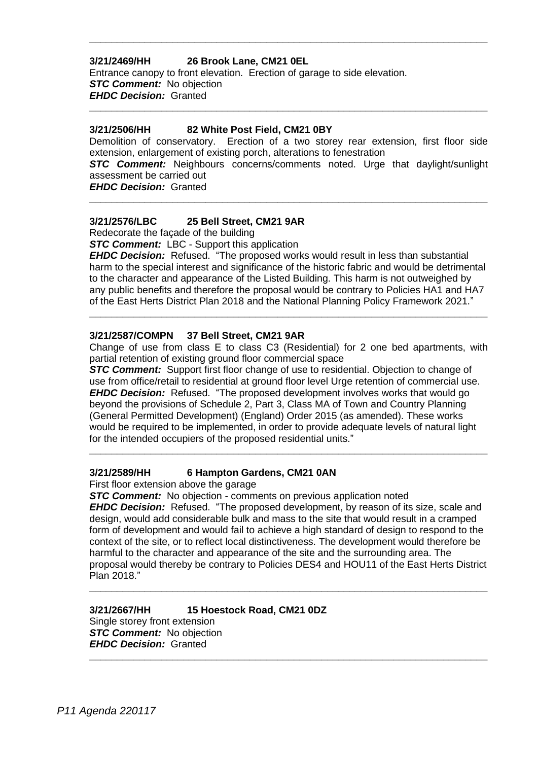---

**3/21/2469/HH 26 Brook Lane, CM21 0EL**

Entrance canopy to front elevation. Erection of garage to side elevation.

***STC Comment:*** No objection

***EHDC Decision:*** Granted

---

**3/21/2506/HH 82 White Post Field, CM21 0BY**

Demolition of conservatory. Erection of a two storey rear extension, first floor side extension, enlargement of existing porch, alterations to fenestration

***STC Comment:*** Neighbours concerns/comments noted. Urge that daylight/sunlight assessment be carried out

***EHDC Decision:*** Granted

---

**3/21/2576/LBC 25 Bell Street, CM21 9AR**

Redecorate the façade of the building

***STC Comment:*** LBC - Support this application

***EHDC Decision:*** Refused. "The proposed works would result in less than substantial harm to the special interest and significance of the historic fabric and would be detrimental to the character and appearance of the Listed Building. This harm is not outweighed by any public benefits and therefore the proposal would be contrary to Policies HA1 and HA7 of the East Herts District Plan 2018 and the National Planning Policy Framework 2021."

---

**3/21/2587/COMPN 37 Bell Street, CM21 9AR**

Change of use from class E to class C3 (Residential) for 2 one bed apartments, with partial retention of existing ground floor commercial space

***STC Comment:*** Support first floor change of use to residential. Objection to change of use from office/retail to residential at ground floor level Urge retention of commercial use.

***EHDC Decision:*** Refused. "The proposed development involves works that would go beyond the provisions of Schedule 2, Part 3, Class MA of Town and Country Planning (General Permitted Development) (England) Order 2015 (as amended). These works would be required to be implemented, in order to provide adequate levels of natural light for the intended occupiers of the proposed residential units."

---

**3/21/2589/HH 6 Hampton Gardens, CM21 0AN**

First floor extension above the garage

***STC Comment:*** No objection - comments on previous application noted

***EHDC Decision:*** Refused. "The proposed development, by reason of its size, scale and design, would add considerable bulk and mass to the site that would result in a cramped form of development and would fail to achieve a high standard of design to respond to the context of the site, or to reflect local distinctiveness. The development would therefore be harmful to the character and appearance of the site and the surrounding area. The proposal would thereby be contrary to Policies DES4 and HOU11 of the East Herts District Plan 2018."

---

**3/21/2667/HH 15 Hoestock Road, CM21 0DZ**

Single storey front extension

***STC Comment:*** No objection

***EHDC Decision:*** Granted

---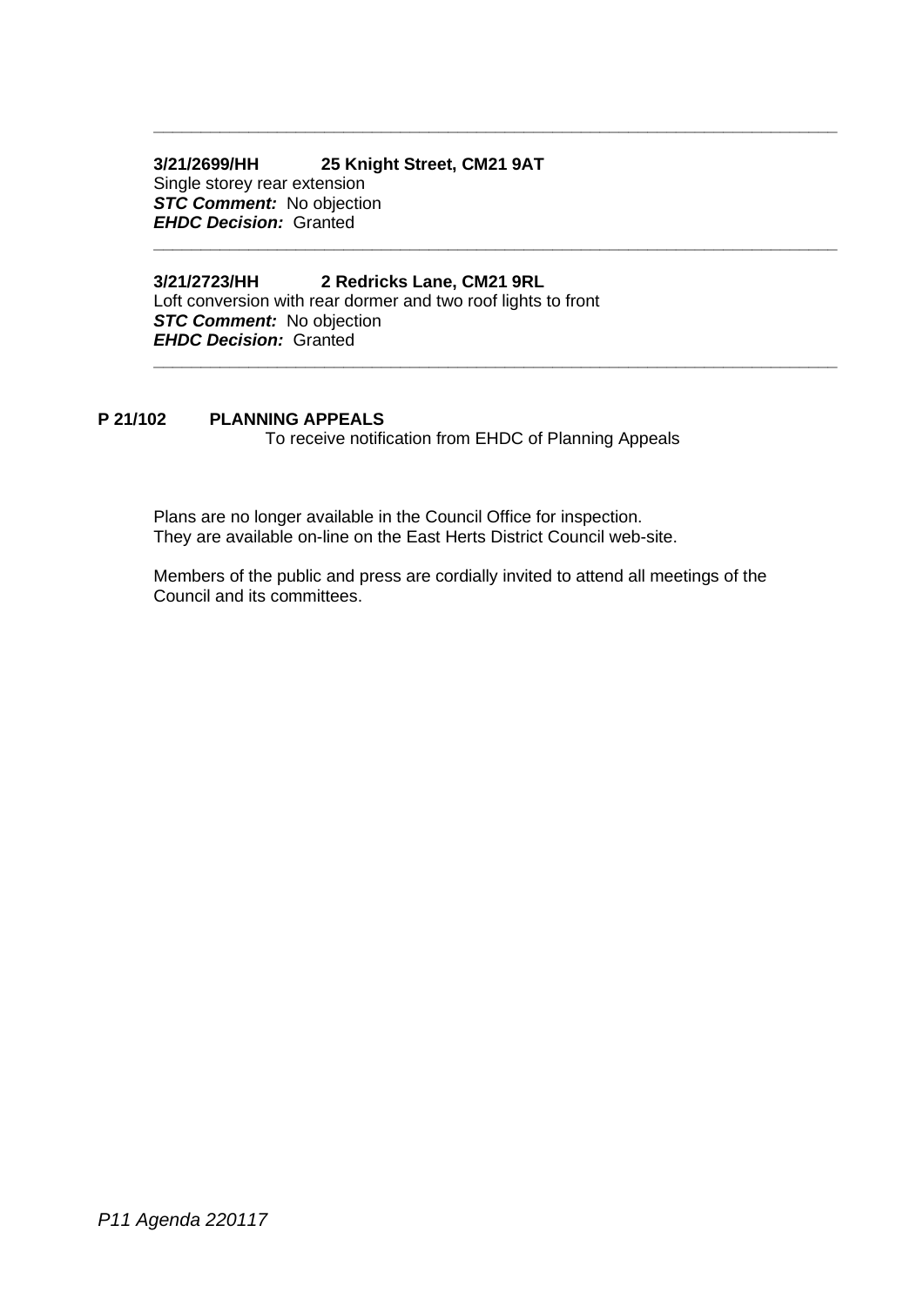---

**3/21/2699/HH 25 Knight Street, CM21 9AT**
Single storey rear extension
***STC Comment:*** No objection
***EHDC Decision:*** Granted

---

**3/21/2723/HH 2 Redricks Lane, CM21 9RL**
Loft conversion with rear dormer and two roof lights to front
***STC Comment:*** No objection
***EHDC Decision:*** Granted

---

**P 21/102 PLANNING APPEALS**

To receive notification from EHDC of Planning Appeals

Plans are no longer available in the Council Office for inspection.
They are available on-line on the East Herts District Council web-site.

Members of the public and press are cordially invited to attend all meetings of the Council and its committees.